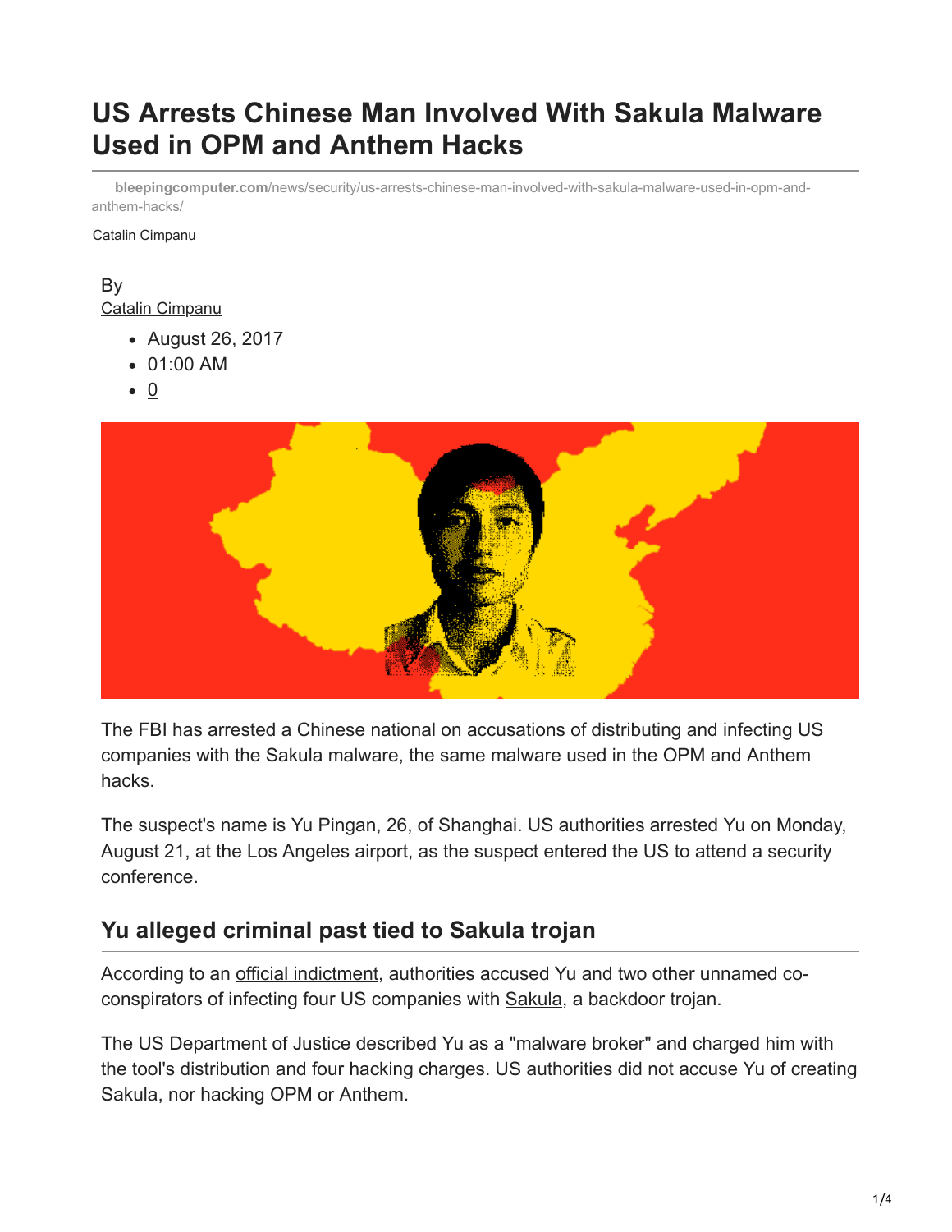# US Arrests Chinese Man Involved With Sakula Malware Used in OPM and Anthem Hacks

bleepingcomputer.com/news/security/us-arrests-chinese-man-involved-with-sakula-malware-used-in-opm-and-anthem-hacks/

Catalin Cimpanu

By
Catalin Cimpanu

- August 26, 2017
- 01:00 AM
- 0

The FBI has arrested a Chinese national on accusations of distributing and infecting US companies with the Sakula malware, the same malware used in the OPM and Anthem hacks.

The suspect's name is Yu Pingan, 26, of Shanghai. US authorities arrested Yu on Monday, August 21, at the Los Angeles airport, as the suspect entered the US to attend a security conference.

## Yu alleged criminal past tied to Sakula trojan

According to an official indictment, authorities accused Yu and two other unnamed co-conspirators of infecting four US companies with Sakula, a backdoor trojan.

The US Department of Justice described Yu as a "malware broker" and charged him with the tool's distribution and four hacking charges. US authorities did not accuse Yu of creating Sakula, nor hacking OPM or Anthem.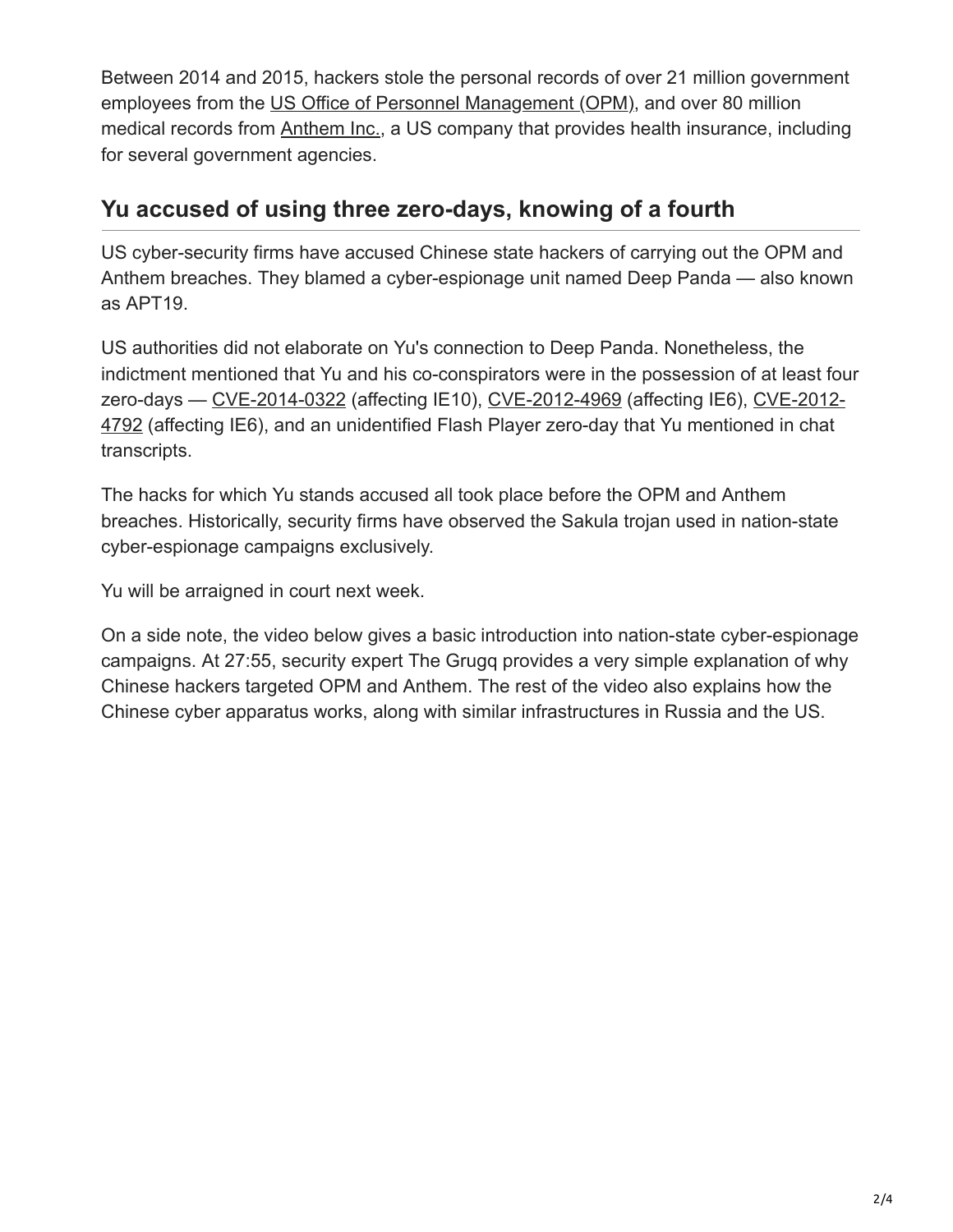Between 2014 and 2015, hackers stole the personal records of over 21 million government employees from the US Office of Personnel Management (OPM), and over 80 million medical records from Anthem Inc., a US company that provides health insurance, including for several government agencies.

## Yu accused of using three zero-days, knowing of a fourth

US cyber-security firms have accused Chinese state hackers of carrying out the OPM and Anthem breaches. They blamed a cyber-espionage unit named Deep Panda — also known as APT19.

US authorities did not elaborate on Yu's connection to Deep Panda. Nonetheless, the indictment mentioned that Yu and his co-conspirators were in the possession of at least four zero-days — CVE-2014-0322 (affecting IE10), CVE-2012-4969 (affecting IE6), CVE-2012-4792 (affecting IE6), and an unidentified Flash Player zero-day that Yu mentioned in chat transcripts.

The hacks for which Yu stands accused all took place before the OPM and Anthem breaches. Historically, security firms have observed the Sakula trojan used in nation-state cyber-espionage campaigns exclusively.

Yu will be arraigned in court next week.

On a side note, the video below gives a basic introduction into nation-state cyber-espionage campaigns. At 27:55, security expert The Grugq provides a very simple explanation of why Chinese hackers targeted OPM and Anthem. The rest of the video also explains how the Chinese cyber apparatus works, along with similar infrastructures in Russia and the US.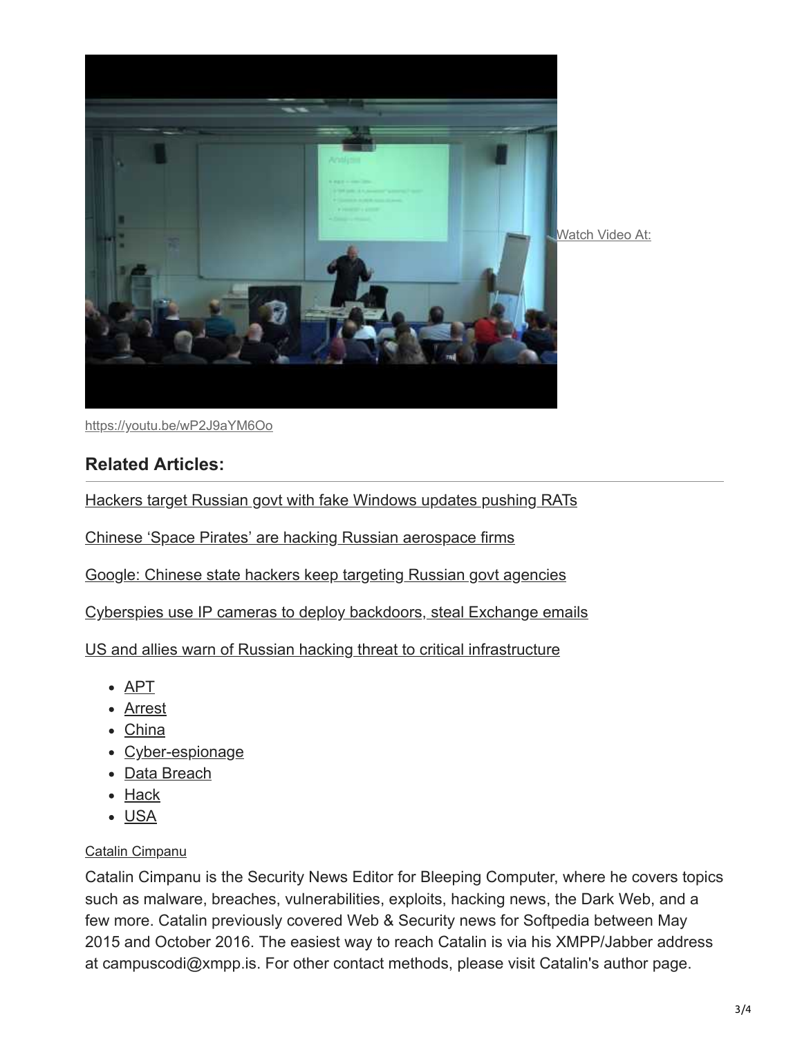Watch Video At:

https://youtu.be/wP2J9aYM6Oo

## Related Articles:

Hackers target Russian govt with fake Windows updates pushing RATs

Chinese 'Space Pirates' are hacking Russian aerospace firms

Google: Chinese state hackers keep targeting Russian govt agencies

Cyberspies use IP cameras to deploy backdoors, steal Exchange emails

US and allies warn of Russian hacking threat to critical infrastructure

- APT
- Arrest
- China
- Cyber-espionage
- Data Breach
- Hack
- USA

Catalin Cimpanu

Catalin Cimpanu is the Security News Editor for Bleeping Computer, where he covers topics such as malware, breaches, vulnerabilities, exploits, hacking news, the Dark Web, and a few more. Catalin previously covered Web & Security news for Softpedia between May 2015 and October 2016. The easiest way to reach Catalin is via his XMPP/Jabber address at campuscodi@xmpp.is. For other contact methods, please visit Catalin's author page.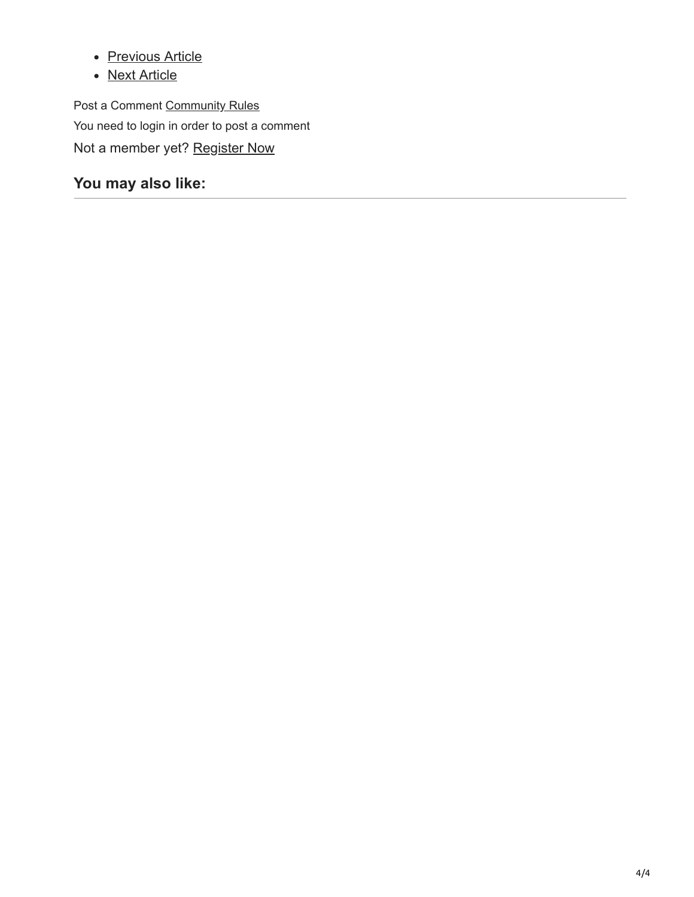- Previous Article
- Next Article

Post a Comment Community Rules

You need to login in order to post a comment

Not a member yet? Register Now

## You may also like: